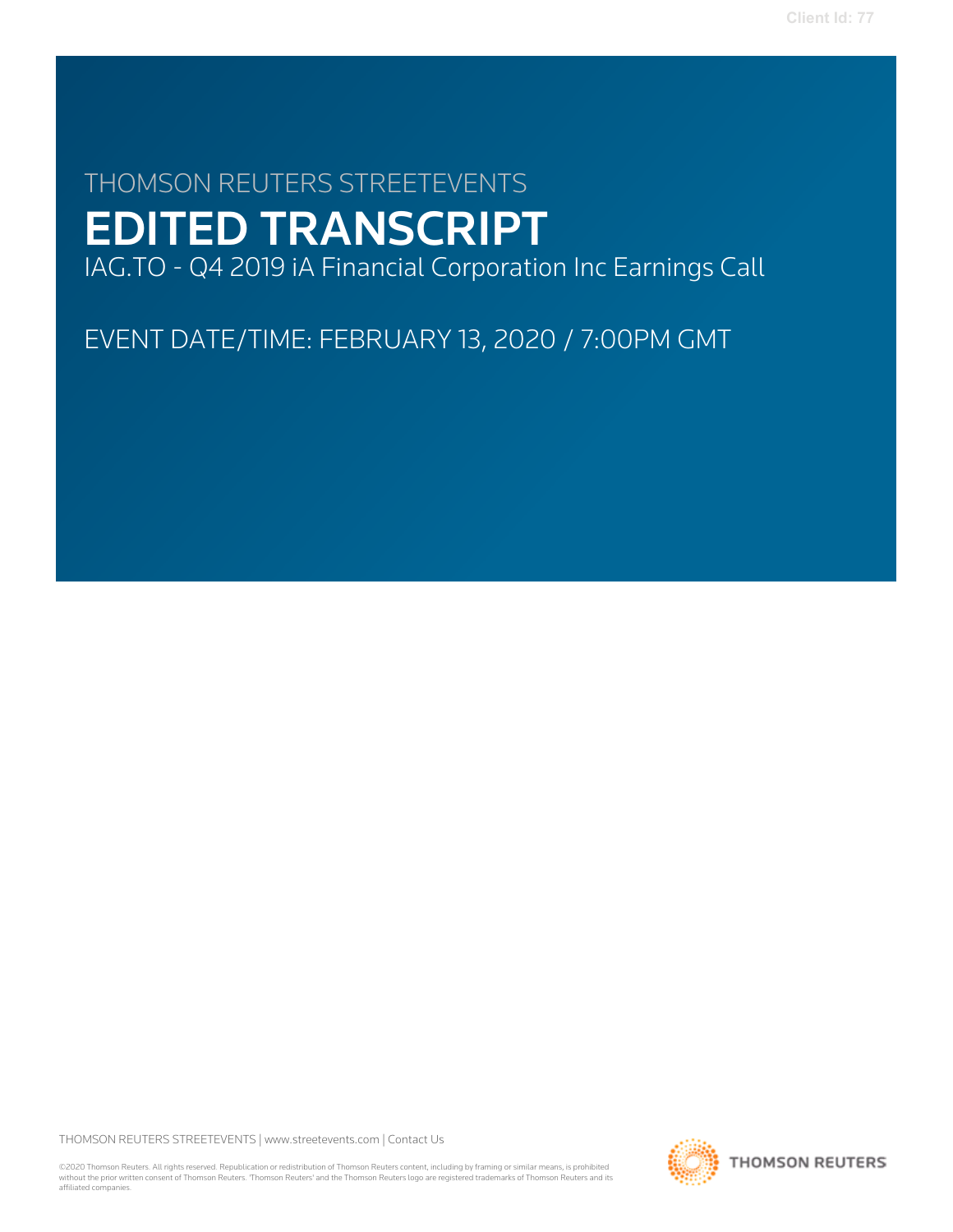THOMSON REUTERS STREETEVENTS

# EDITED TRANSCRIPT

IAG.TO - Q4 2019 iA Financial Corporation Inc Earnings Call

EVENT DATE/TIME: FEBRUARY 13, 2020 / 7:00PM GMT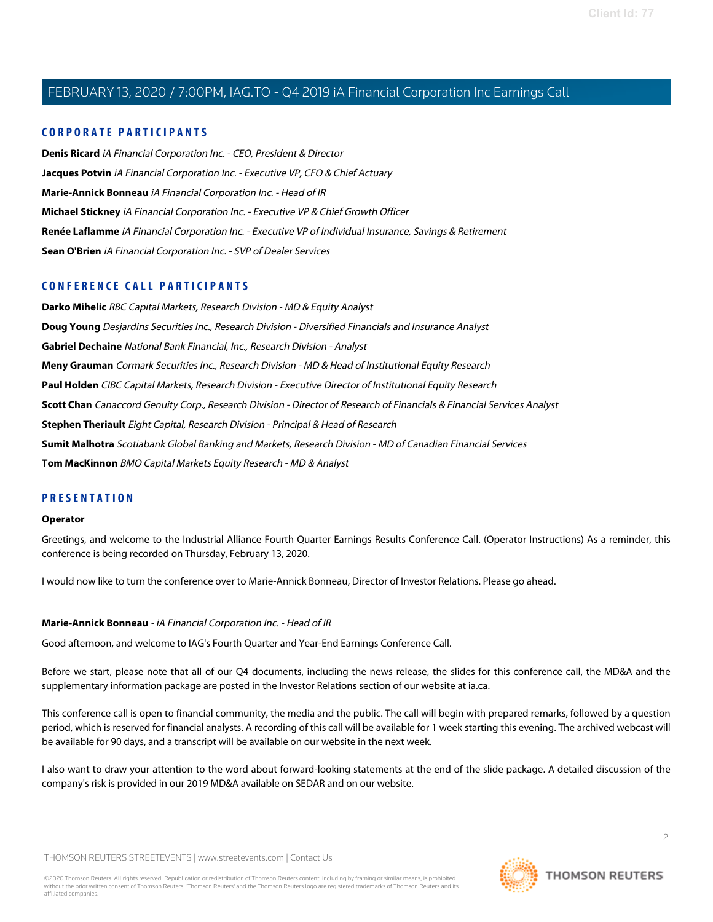## CORPORATE PARTICIPANTS

**Denis Ricard** *iA Financial Corporation Inc. - CEO, President & Director*

**Jacques Potvin** *iA Financial Corporation Inc. - Executive VP, CFO & Chief Actuary*

**Marie-Annick Bonneau** *iA Financial Corporation Inc. - Head of IR*

**Michael Stickney** *iA Financial Corporation Inc. - Executive VP & Chief Growth Officer*

**Renée Laflamme** *iA Financial Corporation Inc. - Executive VP of Individual Insurance, Savings & Retirement*

**Sean O'Brien** *iA Financial Corporation Inc. - SVP of Dealer Services*

## CONFERENCE CALL PARTICIPANTS

**Darko Mihelic** *RBC Capital Markets, Research Division - MD & Equity Analyst*

**Doug Young** *Desjardins Securities Inc., Research Division - Diversified Financials and Insurance Analyst*

**Gabriel Dechaine** *National Bank Financial, Inc., Research Division - Analyst*

**Meny Grauman** *Cormark Securities Inc., Research Division - MD & Head of Institutional Equity Research*

**Paul Holden** *CIBC Capital Markets, Research Division - Executive Director of Institutional Equity Research*

**Scott Chan** *Canaccord Genuity Corp., Research Division - Director of Research of Financials & Financial Services Analyst*

**Stephen Theriault** *Eight Capital, Research Division - Principal & Head of Research*

**Sumit Malhotra** *Scotiabank Global Banking and Markets, Research Division - MD of Canadian Financial Services*

**Tom MacKinnon** *BMO Capital Markets Equity Research - MD & Analyst*

## PRESENTATION

**Operator**

Greetings, and welcome to the Industrial Alliance Fourth Quarter Earnings Results Conference Call. (Operator Instructions) As a reminder, this conference is being recorded on Thursday, February 13, 2020.

I would now like to turn the conference over to Marie-Annick Bonneau, Director of Investor Relations. Please go ahead.

---

**Marie-Annick Bonneau** - *iA Financial Corporation Inc. - Head of IR*

Good afternoon, and welcome to IAG's Fourth Quarter and Year-End Earnings Conference Call.

Before we start, please note that all of our Q4 documents, including the news release, the slides for this conference call, the MD&A and the supplementary information package are posted in the Investor Relations section of our website at ia.ca.

This conference call is open to financial community, the media and the public. The call will begin with prepared remarks, followed by a question period, which is reserved for financial analysts. A recording of this call will be available for 1 week starting this evening. The archived webcast will be available for 90 days, and a transcript will be available on our website in the next week.

I also want to draw your attention to the word about forward-looking statements at the end of the slide package. A detailed discussion of the company's risk is provided in our 2019 MD&A available on SEDAR and on our website.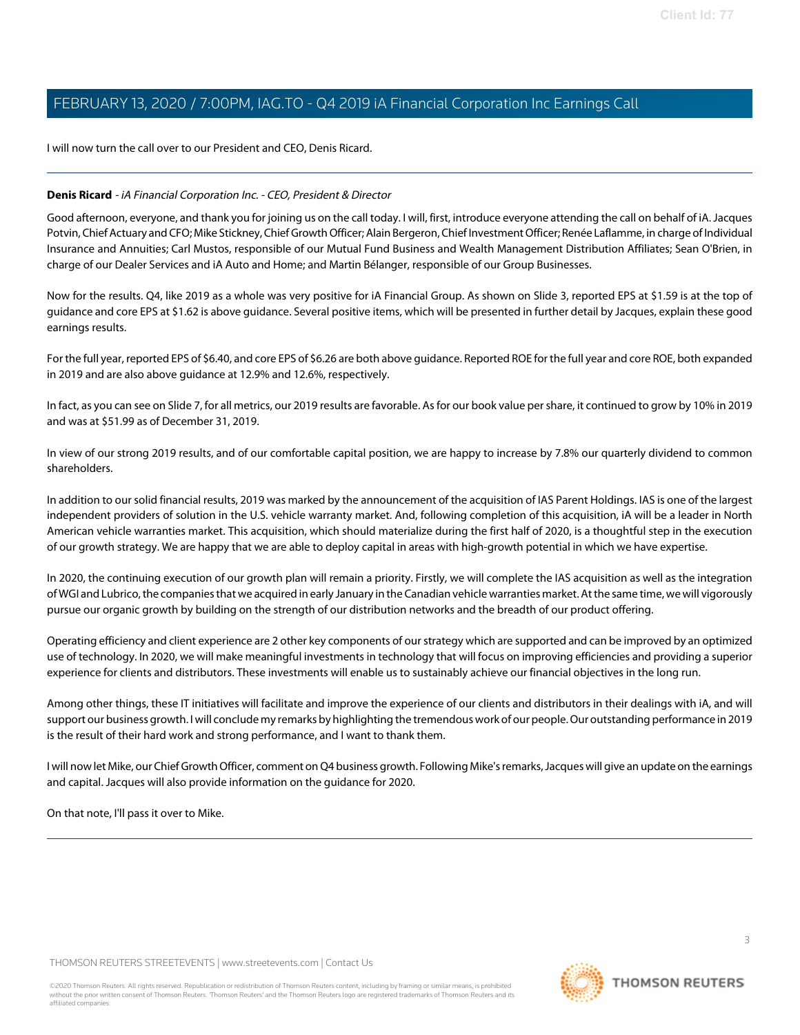I will now turn the call over to our President and CEO, Denis Ricard.

---

**Denis Ricard** - *iA Financial Corporation Inc. - CEO, President & Director*

Good afternoon, everyone, and thank you for joining us on the call today. I will, first, introduce everyone attending the call on behalf of iA. Jacques Potvin, Chief Actuary and CFO; Mike Stickney, Chief Growth Officer; Alain Bergeron, Chief Investment Officer; Renée Laflamme, in charge of Individual Insurance and Annuities; Carl Mustos, responsible of our Mutual Fund Business and Wealth Management Distribution Affiliates; Sean O'Brien, in charge of our Dealer Services and iA Auto and Home; and Martin Bélanger, responsible of our Group Businesses.

Now for the results. Q4, like 2019 as a whole was very positive for iA Financial Group. As shown on Slide 3, reported EPS at $1.59 is at the top of guidance and core EPS at $1.62 is above guidance. Several positive items, which will be presented in further detail by Jacques, explain these good earnings results.

For the full year, reported EPS of $6.40, and core EPS of $6.26 are both above guidance. Reported ROE for the full year and core ROE, both expanded in 2019 and are also above guidance at 12.9% and 12.6%, respectively.

In fact, as you can see on Slide 7, for all metrics, our 2019 results are favorable. As for our book value per share, it continued to grow by 10% in 2019 and was at $51.99 as of December 31, 2019.

In view of our strong 2019 results, and of our comfortable capital position, we are happy to increase by 7.8% our quarterly dividend to common shareholders.

In addition to our solid financial results, 2019 was marked by the announcement of the acquisition of IAS Parent Holdings. IAS is one of the largest independent providers of solution in the U.S. vehicle warranty market. And, following completion of this acquisition, iA will be a leader in North American vehicle warranties market. This acquisition, which should materialize during the first half of 2020, is a thoughtful step in the execution of our growth strategy. We are happy that we are able to deploy capital in areas with high-growth potential in which we have expertise.

In 2020, the continuing execution of our growth plan will remain a priority. Firstly, we will complete the IAS acquisition as well as the integration of WGI and Lubrico, the companies that we acquired in early January in the Canadian vehicle warranties market. At the same time, we will vigorously pursue our organic growth by building on the strength of our distribution networks and the breadth of our product offering.

Operating efficiency and client experience are 2 other key components of our strategy which are supported and can be improved by an optimized use of technology. In 2020, we will make meaningful investments in technology that will focus on improving efficiencies and providing a superior experience for clients and distributors. These investments will enable us to sustainably achieve our financial objectives in the long run.

Among other things, these IT initiatives will facilitate and improve the experience of our clients and distributors in their dealings with iA, and will support our business growth. I will conclude my remarks by highlighting the tremendous work of our people. Our outstanding performance in 2019 is the result of their hard work and strong performance, and I want to thank them.

I will now let Mike, our Chief Growth Officer, comment on Q4 business growth. Following Mike's remarks, Jacques will give an update on the earnings and capital. Jacques will also provide information on the guidance for 2020.

On that note, I'll pass it over to Mike.

---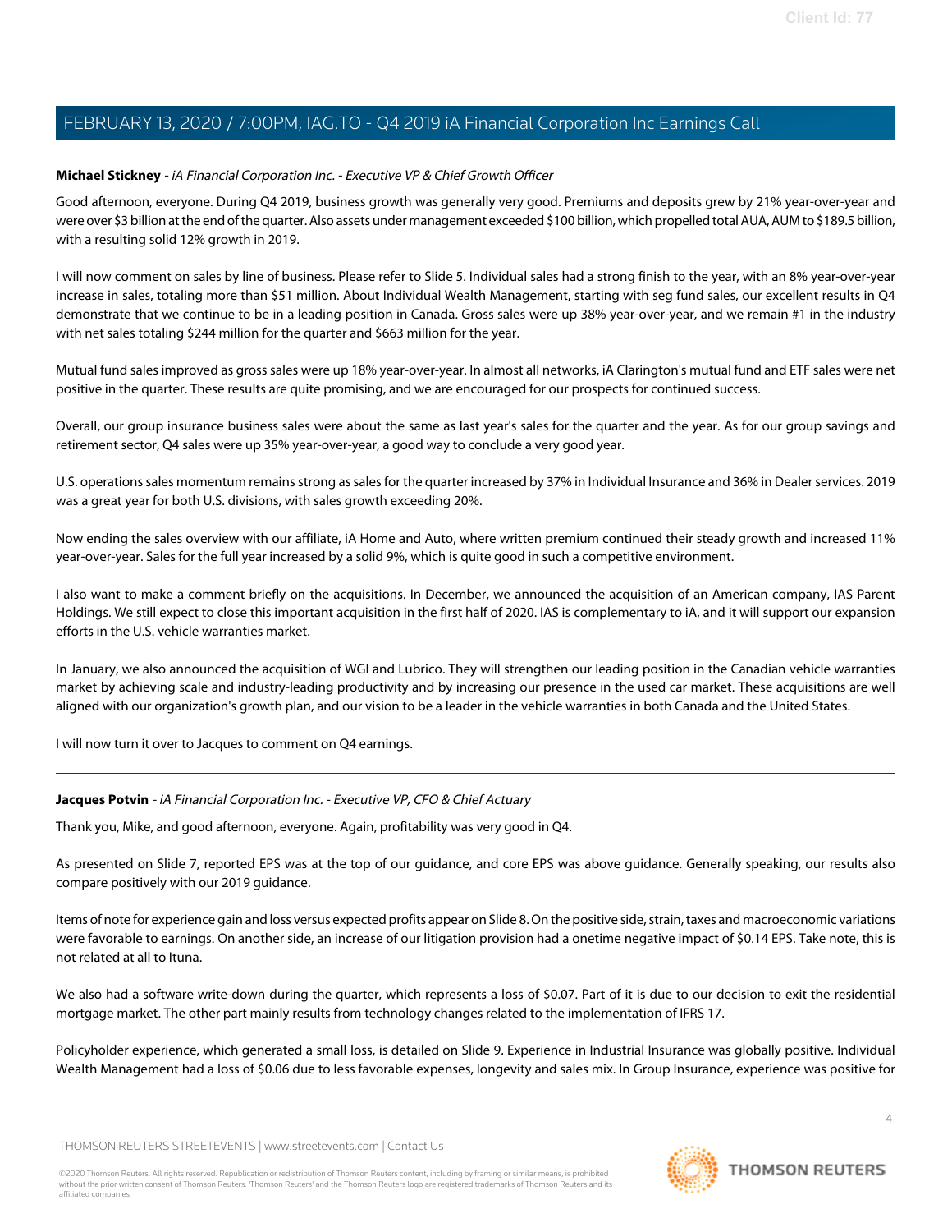**Michael Stickney** - *iA Financial Corporation Inc. - Executive VP & Chief Growth Officer*

Good afternoon, everyone. During Q4 2019, business growth was generally very good. Premiums and deposits grew by 21% year-over-year and were over $3 billion at the end of the quarter. Also assets under management exceeded $100 billion, which propelled total AUA, AUM to $189.5 billion, with a resulting solid 12% growth in 2019.

I will now comment on sales by line of business. Please refer to Slide 5. Individual sales had a strong finish to the year, with an 8% year-over-year increase in sales, totaling more than $51 million. About Individual Wealth Management, starting with seg fund sales, our excellent results in Q4 demonstrate that we continue to be in a leading position in Canada. Gross sales were up 38% year-over-year, and we remain #1 in the industry with net sales totaling $244 million for the quarter and $663 million for the year.

Mutual fund sales improved as gross sales were up 18% year-over-year. In almost all networks, iA Clarington's mutual fund and ETF sales were net positive in the quarter. These results are quite promising, and we are encouraged for our prospects for continued success.

Overall, our group insurance business sales were about the same as last year's sales for the quarter and the year. As for our group savings and retirement sector, Q4 sales were up 35% year-over-year, a good way to conclude a very good year.

U.S. operations sales momentum remains strong as sales for the quarter increased by 37% in Individual Insurance and 36% in Dealer services. 2019 was a great year for both U.S. divisions, with sales growth exceeding 20%.

Now ending the sales overview with our affiliate, iA Home and Auto, where written premium continued their steady growth and increased 11% year-over-year. Sales for the full year increased by a solid 9%, which is quite good in such a competitive environment.

I also want to make a comment briefly on the acquisitions. In December, we announced the acquisition of an American company, IAS Parent Holdings. We still expect to close this important acquisition in the first half of 2020. IAS is complementary to iA, and it will support our expansion efforts in the U.S. vehicle warranties market.

In January, we also announced the acquisition of WGI and Lubrico. They will strengthen our leading position in the Canadian vehicle warranties market by achieving scale and industry-leading productivity and by increasing our presence in the used car market. These acquisitions are well aligned with our organization's growth plan, and our vision to be a leader in the vehicle warranties in both Canada and the United States.

I will now turn it over to Jacques to comment on Q4 earnings.

---

**Jacques Potvin** - *iA Financial Corporation Inc. - Executive VP, CFO & Chief Actuary*

Thank you, Mike, and good afternoon, everyone. Again, profitability was very good in Q4.

As presented on Slide 7, reported EPS was at the top of our guidance, and core EPS was above guidance. Generally speaking, our results also compare positively with our 2019 guidance.

Items of note for experience gain and loss versus expected profits appear on Slide 8. On the positive side, strain, taxes and macroeconomic variations were favorable to earnings. On another side, an increase of our litigation provision had a onetime negative impact of $0.14 EPS. Take note, this is not related at all to Ituna.

We also had a software write-down during the quarter, which represents a loss of $0.07. Part of it is due to our decision to exit the residential mortgage market. The other part mainly results from technology changes related to the implementation of IFRS 17.

Policyholder experience, which generated a small loss, is detailed on Slide 9. Experience in Industrial Insurance was globally positive. Individual Wealth Management had a loss of $0.06 due to less favorable expenses, longevity and sales mix. In Group Insurance, experience was positive for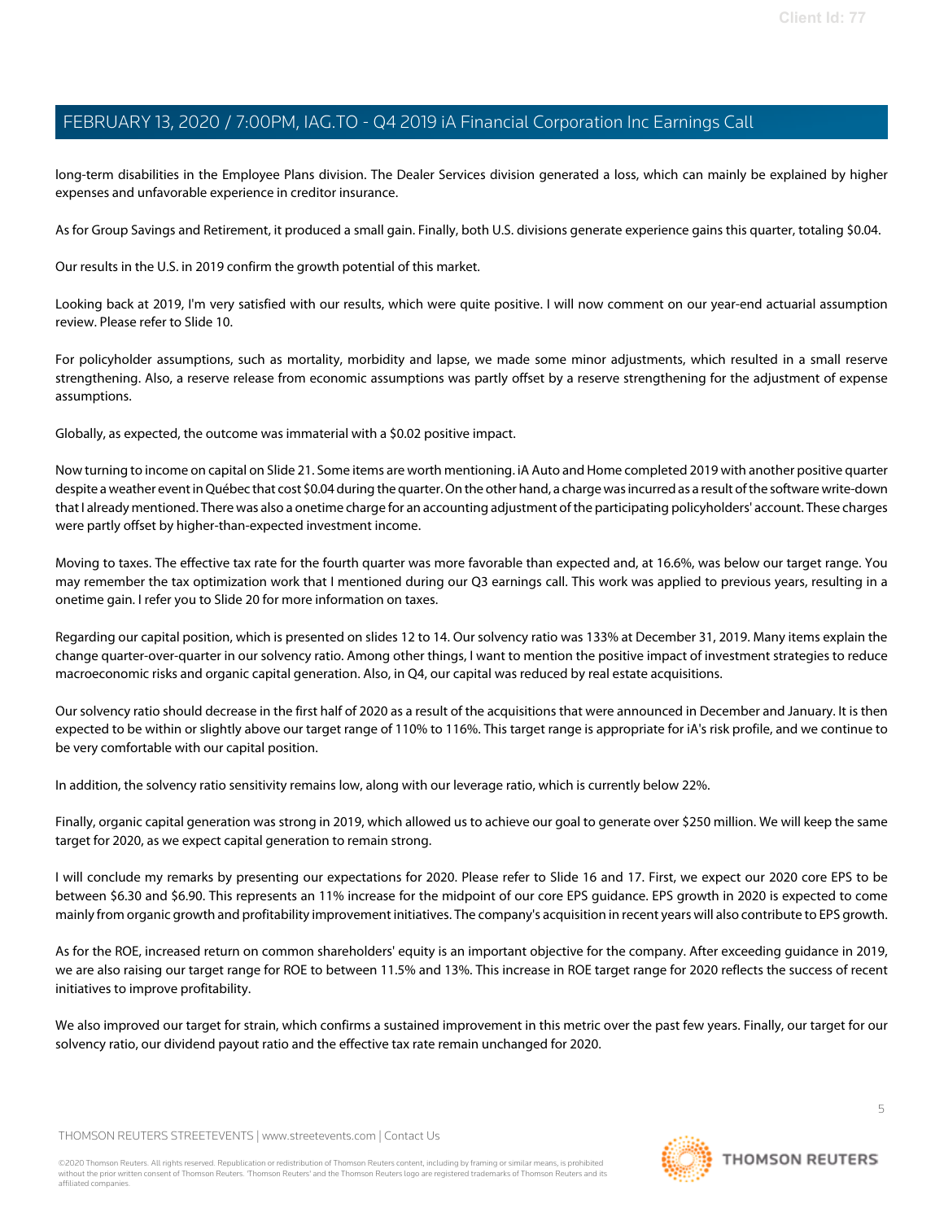long-term disabilities in the Employee Plans division. The Dealer Services division generated a loss, which can mainly be explained by higher expenses and unfavorable experience in creditor insurance.

As for Group Savings and Retirement, it produced a small gain. Finally, both U.S. divisions generate experience gains this quarter, totaling $0.04.

Our results in the U.S. in 2019 confirm the growth potential of this market.

Looking back at 2019, I'm very satisfied with our results, which were quite positive. I will now comment on our year-end actuarial assumption review. Please refer to Slide 10.

For policyholder assumptions, such as mortality, morbidity and lapse, we made some minor adjustments, which resulted in a small reserve strengthening. Also, a reserve release from economic assumptions was partly offset by a reserve strengthening for the adjustment of expense assumptions.

Globally, as expected, the outcome was immaterial with a $0.02 positive impact.

Now turning to income on capital on Slide 21. Some items are worth mentioning. iA Auto and Home completed 2019 with another positive quarter despite a weather event in Québec that cost $0.04 during the quarter. On the other hand, a charge was incurred as a result of the software write-down that I already mentioned. There was also a onetime charge for an accounting adjustment of the participating policyholders' account. These charges were partly offset by higher-than-expected investment income.

Moving to taxes. The effective tax rate for the fourth quarter was more favorable than expected and, at 16.6%, was below our target range. You may remember the tax optimization work that I mentioned during our Q3 earnings call. This work was applied to previous years, resulting in a onetime gain. I refer you to Slide 20 for more information on taxes.

Regarding our capital position, which is presented on slides 12 to 14. Our solvency ratio was 133% at December 31, 2019. Many items explain the change quarter-over-quarter in our solvency ratio. Among other things, I want to mention the positive impact of investment strategies to reduce macroeconomic risks and organic capital generation. Also, in Q4, our capital was reduced by real estate acquisitions.

Our solvency ratio should decrease in the first half of 2020 as a result of the acquisitions that were announced in December and January. It is then expected to be within or slightly above our target range of 110% to 116%. This target range is appropriate for iA's risk profile, and we continue to be very comfortable with our capital position.

In addition, the solvency ratio sensitivity remains low, along with our leverage ratio, which is currently below 22%.

Finally, organic capital generation was strong in 2019, which allowed us to achieve our goal to generate over $250 million. We will keep the same target for 2020, as we expect capital generation to remain strong.

I will conclude my remarks by presenting our expectations for 2020. Please refer to Slide 16 and 17. First, we expect our 2020 core EPS to be between $6.30 and $6.90. This represents an 11% increase for the midpoint of our core EPS guidance. EPS growth in 2020 is expected to come mainly from organic growth and profitability improvement initiatives. The company's acquisition in recent years will also contribute to EPS growth.

As for the ROE, increased return on common shareholders' equity is an important objective for the company. After exceeding guidance in 2019, we are also raising our target range for ROE to between 11.5% and 13%. This increase in ROE target range for 2020 reflects the success of recent initiatives to improve profitability.

We also improved our target for strain, which confirms a sustained improvement in this metric over the past few years. Finally, our target for our solvency ratio, our dividend payout ratio and the effective tax rate remain unchanged for 2020.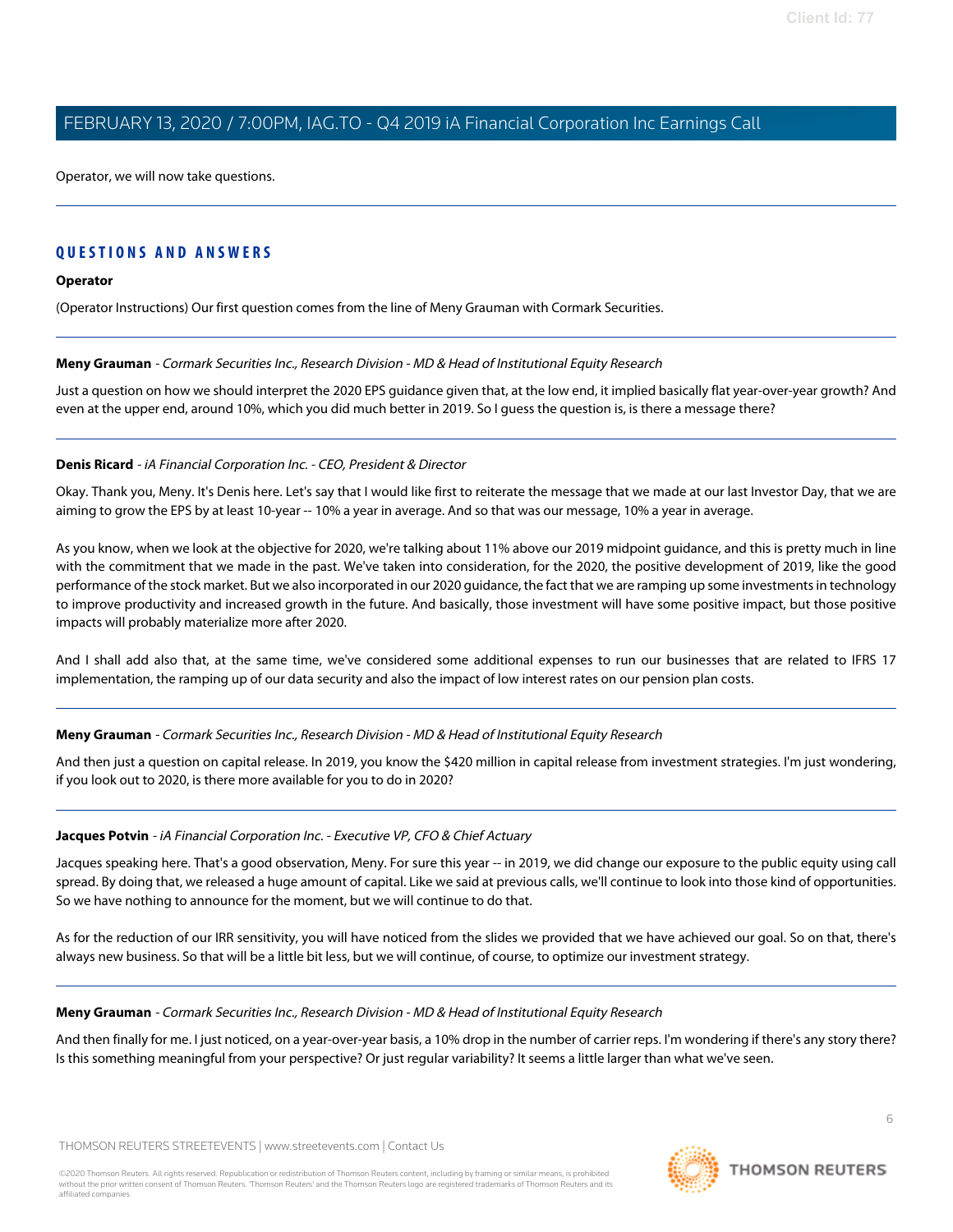Operator, we will now take questions.

## QUESTIONS AND ANSWERS

**Operator**

(Operator Instructions) Our first question comes from the line of Meny Grauman with Cormark Securities.

**Meny Grauman** - *Cormark Securities Inc., Research Division - MD & Head of Institutional Equity Research*

Just a question on how we should interpret the 2020 EPS guidance given that, at the low end, it implied basically flat year-over-year growth? And even at the upper end, around 10%, which you did much better in 2019. So I guess the question is, is there a message there?

**Denis Ricard** - *iA Financial Corporation Inc. - CEO, President & Director*

Okay. Thank you, Meny. It's Denis here. Let's say that I would like first to reiterate the message that we made at our last Investor Day, that we are aiming to grow the EPS by at least 10-year -- 10% a year in average. And so that was our message, 10% a year in average.

As you know, when we look at the objective for 2020, we're talking about 11% above our 2019 midpoint guidance, and this is pretty much in line with the commitment that we made in the past. We've taken into consideration, for the 2020, the positive development of 2019, like the good performance of the stock market. But we also incorporated in our 2020 guidance, the fact that we are ramping up some investments in technology to improve productivity and increased growth in the future. And basically, those investment will have some positive impact, but those positive impacts will probably materialize more after 2020.

And I shall add also that, at the same time, we've considered some additional expenses to run our businesses that are related to IFRS 17 implementation, the ramping up of our data security and also the impact of low interest rates on our pension plan costs.

**Meny Grauman** - *Cormark Securities Inc., Research Division - MD & Head of Institutional Equity Research*

And then just a question on capital release. In 2019, you know the $420 million in capital release from investment strategies. I'm just wondering, if you look out to 2020, is there more available for you to do in 2020?

**Jacques Potvin** - *iA Financial Corporation Inc. - Executive VP, CFO & Chief Actuary*

Jacques speaking here. That's a good observation, Meny. For sure this year -- in 2019, we did change our exposure to the public equity using call spread. By doing that, we released a huge amount of capital. Like we said at previous calls, we'll continue to look into those kind of opportunities. So we have nothing to announce for the moment, but we will continue to do that.

As for the reduction of our IRR sensitivity, you will have noticed from the slides we provided that we have achieved our goal. So on that, there's always new business. So that will be a little bit less, but we will continue, of course, to optimize our investment strategy.

**Meny Grauman** - *Cormark Securities Inc., Research Division - MD & Head of Institutional Equity Research*

And then finally for me. I just noticed, on a year-over-year basis, a 10% drop in the number of carrier reps. I'm wondering if there's any story there? Is this something meaningful from your perspective? Or just regular variability? It seems a little larger than what we've seen.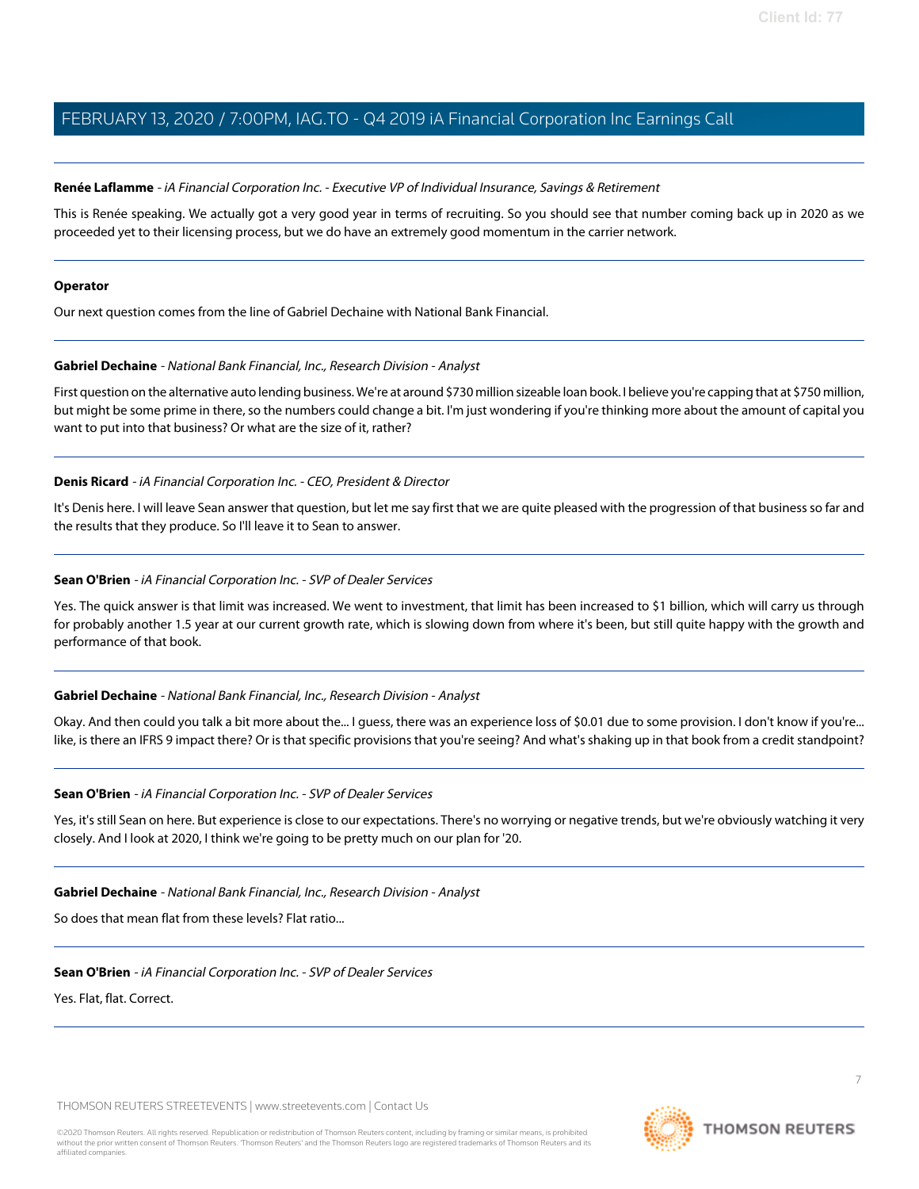**Renée Laflamme** - *iA Financial Corporation Inc. - Executive VP of Individual Insurance, Savings & Retirement*

This is Renée speaking. We actually got a very good year in terms of recruiting. So you should see that number coming back up in 2020 as we proceeded yet to their licensing process, but we do have an extremely good momentum in the carrier network.

---

**Operator**

Our next question comes from the line of Gabriel Dechaine with National Bank Financial.

---

**Gabriel Dechaine** - *National Bank Financial, Inc., Research Division - Analyst*

First question on the alternative auto lending business. We're at around $730 million sizeable loan book. I believe you're capping that at $750 million, but might be some prime in there, so the numbers could change a bit. I'm just wondering if you're thinking more about the amount of capital you want to put into that business? Or what are the size of it, rather?

---

**Denis Ricard** - *iA Financial Corporation Inc. - CEO, President & Director*

It's Denis here. I will leave Sean answer that question, but let me say first that we are quite pleased with the progression of that business so far and the results that they produce. So I'll leave it to Sean to answer.

---

**Sean O'Brien** - *iA Financial Corporation Inc. - SVP of Dealer Services*

Yes. The quick answer is that limit was increased. We went to investment, that limit has been increased to $1 billion, which will carry us through for probably another 1.5 year at our current growth rate, which is slowing down from where it's been, but still quite happy with the growth and performance of that book.

---

**Gabriel Dechaine** - *National Bank Financial, Inc., Research Division - Analyst*

Okay. And then could you talk a bit more about the... I guess, there was an experience loss of $0.01 due to some provision. I don't know if you're... like, is there an IFRS 9 impact there? Or is that specific provisions that you're seeing? And what's shaking up in that book from a credit standpoint?

---

**Sean O'Brien** - *iA Financial Corporation Inc. - SVP of Dealer Services*

Yes, it's still Sean on here. But experience is close to our expectations. There's no worrying or negative trends, but we're obviously watching it very closely. And I look at 2020, I think we're going to be pretty much on our plan for '20.

---

**Gabriel Dechaine** - *National Bank Financial, Inc., Research Division - Analyst*

So does that mean flat from these levels? Flat ratio...

---

**Sean O'Brien** - *iA Financial Corporation Inc. - SVP of Dealer Services*

Yes. Flat, flat. Correct.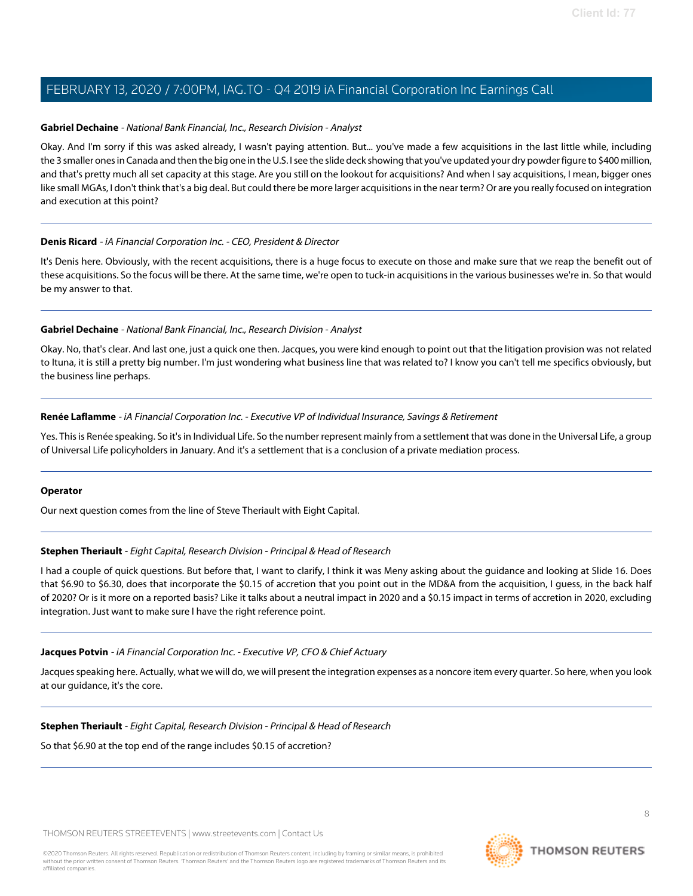**Gabriel Dechaine** - *National Bank Financial, Inc., Research Division - Analyst*

Okay. And I'm sorry if this was asked already, I wasn't paying attention. But... you've made a few acquisitions in the last little while, including the 3 smaller ones in Canada and then the big one in the U.S. I see the slide deck showing that you've updated your dry powder figure to $400 million, and that's pretty much all set capacity at this stage. Are you still on the lookout for acquisitions? And when I say acquisitions, I mean, bigger ones like small MGAs, I don't think that's a big deal. But could there be more larger acquisitions in the near term? Or are you really focused on integration and execution at this point?

---

**Denis Ricard** - *iA Financial Corporation Inc. - CEO, President & Director*

It's Denis here. Obviously, with the recent acquisitions, there is a huge focus to execute on those and make sure that we reap the benefit out of these acquisitions. So the focus will be there. At the same time, we're open to tuck-in acquisitions in the various businesses we're in. So that would be my answer to that.

---

**Gabriel Dechaine** - *National Bank Financial, Inc., Research Division - Analyst*

Okay. No, that's clear. And last one, just a quick one then. Jacques, you were kind enough to point out that the litigation provision was not related to Ituna, it is still a pretty big number. I'm just wondering what business line that was related to? I know you can't tell me specifics obviously, but the business line perhaps.

---

**Renée Laflamme** - *iA Financial Corporation Inc. - Executive VP of Individual Insurance, Savings & Retirement*

Yes. This is Renée speaking. So it's in Individual Life. So the number represent mainly from a settlement that was done in the Universal Life, a group of Universal Life policyholders in January. And it's a settlement that is a conclusion of a private mediation process.

---

**Operator**

Our next question comes from the line of Steve Theriault with Eight Capital.

---

**Stephen Theriault** - *Eight Capital, Research Division - Principal & Head of Research*

I had a couple of quick questions. But before that, I want to clarify, I think it was Meny asking about the guidance and looking at Slide 16. Does that $6.90 to $6.30, does that incorporate the $0.15 of accretion that you point out in the MD&A from the acquisition, I guess, in the back half of 2020? Or is it more on a reported basis? Like it talks about a neutral impact in 2020 and a $0.15 impact in terms of accretion in 2020, excluding integration. Just want to make sure I have the right reference point.

---

**Jacques Potvin** - *iA Financial Corporation Inc. - Executive VP, CFO & Chief Actuary*

Jacques speaking here. Actually, what we will do, we will present the integration expenses as a noncore item every quarter. So here, when you look at our guidance, it's the core.

---

**Stephen Theriault** - *Eight Capital, Research Division - Principal & Head of Research*

So that $6.90 at the top end of the range includes $0.15 of accretion?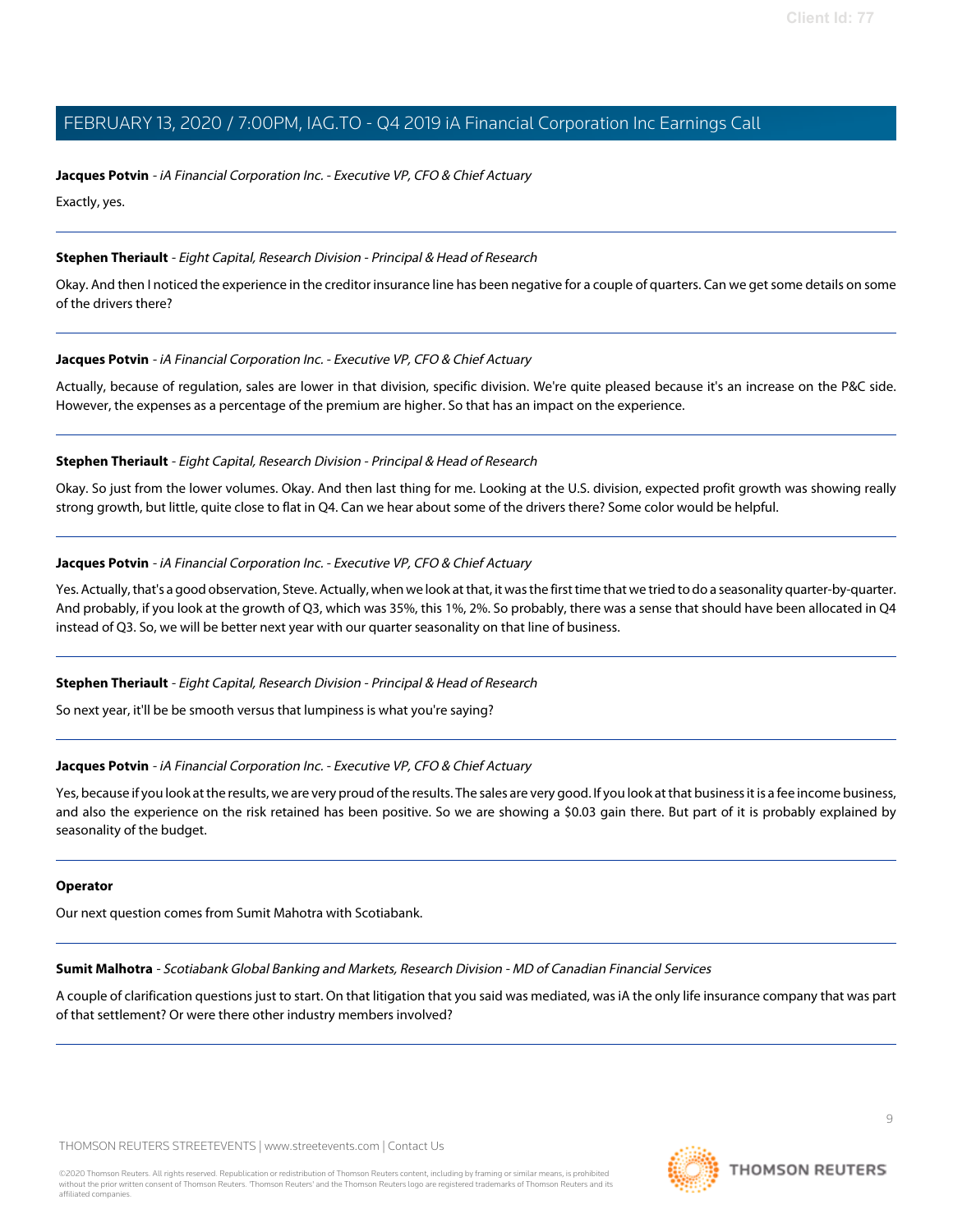**Jacques Potvin** - *iA Financial Corporation Inc. - Executive VP, CFO & Chief Actuary*

Exactly, yes.

---

**Stephen Theriault** - *Eight Capital, Research Division - Principal & Head of Research*

Okay. And then I noticed the experience in the creditor insurance line has been negative for a couple of quarters. Can we get some details on some of the drivers there?

---

**Jacques Potvin** - *iA Financial Corporation Inc. - Executive VP, CFO & Chief Actuary*

Actually, because of regulation, sales are lower in that division, specific division. We're quite pleased because it's an increase on the P&C side. However, the expenses as a percentage of the premium are higher. So that has an impact on the experience.

---

**Stephen Theriault** - *Eight Capital, Research Division - Principal & Head of Research*

Okay. So just from the lower volumes. Okay. And then last thing for me. Looking at the U.S. division, expected profit growth was showing really strong growth, but little, quite close to flat in Q4. Can we hear about some of the drivers there? Some color would be helpful.

---

**Jacques Potvin** - *iA Financial Corporation Inc. - Executive VP, CFO & Chief Actuary*

Yes. Actually, that's a good observation, Steve. Actually, when we look at that, it was the first time that we tried to do a seasonality quarter-by-quarter. And probably, if you look at the growth of Q3, which was 35%, this 1%, 2%. So probably, there was a sense that should have been allocated in Q4 instead of Q3. So, we will be better next year with our quarter seasonality on that line of business.

---

**Stephen Theriault** - *Eight Capital, Research Division - Principal & Head of Research*

So next year, it'll be be smooth versus that lumpiness is what you're saying?

---

**Jacques Potvin** - *iA Financial Corporation Inc. - Executive VP, CFO & Chief Actuary*

Yes, because if you look at the results, we are very proud of the results. The sales are very good. If you look at that business it is a fee income business, and also the experience on the risk retained has been positive. So we are showing a $0.03 gain there. But part of it is probably explained by seasonality of the budget.

---

**Operator**

Our next question comes from Sumit Mahotra with Scotiabank.

---

**Sumit Malhotra** - *Scotiabank Global Banking and Markets, Research Division - MD of Canadian Financial Services*

A couple of clarification questions just to start. On that litigation that you said was mediated, was iA the only life insurance company that was part of that settlement? Or were there other industry members involved?

---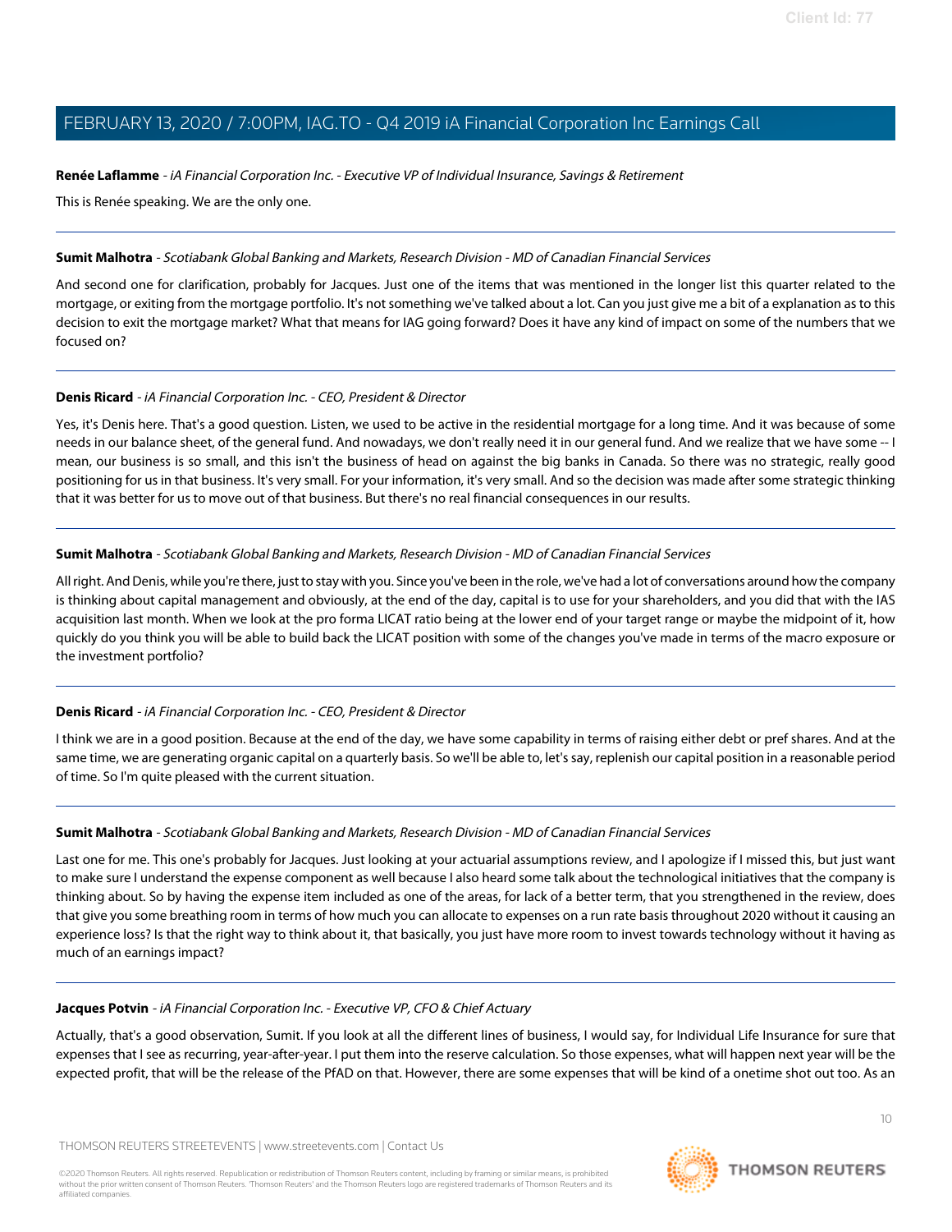**Renée Laflamme** - *iA Financial Corporation Inc. - Executive VP of Individual Insurance, Savings & Retirement*

This is Renée speaking. We are the only one.

---

**Sumit Malhotra** - *Scotiabank Global Banking and Markets, Research Division - MD of Canadian Financial Services*

And second one for clarification, probably for Jacques. Just one of the items that was mentioned in the longer list this quarter related to the mortgage, or exiting from the mortgage portfolio. It's not something we've talked about a lot. Can you just give me a bit of a explanation as to this decision to exit the mortgage market? What that means for IAG going forward? Does it have any kind of impact on some of the numbers that we focused on?

---

**Denis Ricard** - *iA Financial Corporation Inc. - CEO, President & Director*

Yes, it's Denis here. That's a good question. Listen, we used to be active in the residential mortgage for a long time. And it was because of some needs in our balance sheet, of the general fund. And nowadays, we don't really need it in our general fund. And we realize that we have some -- I mean, our business is so small, and this isn't the business of head on against the big banks in Canada. So there was no strategic, really good positioning for us in that business. It's very small. For your information, it's very small. And so the decision was made after some strategic thinking that it was better for us to move out of that business. But there's no real financial consequences in our results.

---

**Sumit Malhotra** - *Scotiabank Global Banking and Markets, Research Division - MD of Canadian Financial Services*

All right. And Denis, while you're there, just to stay with you. Since you've been in the role, we've had a lot of conversations around how the company is thinking about capital management and obviously, at the end of the day, capital is to use for your shareholders, and you did that with the IAS acquisition last month. When we look at the pro forma LICAT ratio being at the lower end of your target range or maybe the midpoint of it, how quickly do you think you will be able to build back the LICAT position with some of the changes you've made in terms of the macro exposure or the investment portfolio?

---

**Denis Ricard** - *iA Financial Corporation Inc. - CEO, President & Director*

I think we are in a good position. Because at the end of the day, we have some capability in terms of raising either debt or pref shares. And at the same time, we are generating organic capital on a quarterly basis. So we'll be able to, let's say, replenish our capital position in a reasonable period of time. So I'm quite pleased with the current situation.

---

**Sumit Malhotra** - *Scotiabank Global Banking and Markets, Research Division - MD of Canadian Financial Services*

Last one for me. This one's probably for Jacques. Just looking at your actuarial assumptions review, and I apologize if I missed this, but just want to make sure I understand the expense component as well because I also heard some talk about the technological initiatives that the company is thinking about. So by having the expense item included as one of the areas, for lack of a better term, that you strengthened in the review, does that give you some breathing room in terms of how much you can allocate to expenses on a run rate basis throughout 2020 without it causing an experience loss? Is that the right way to think about it, that basically, you just have more room to invest towards technology without it having as much of an earnings impact?

---

**Jacques Potvin** - *iA Financial Corporation Inc. - Executive VP, CFO & Chief Actuary*

Actually, that's a good observation, Sumit. If you look at all the different lines of business, I would say, for Individual Life Insurance for sure that expenses that I see as recurring, year-after-year. I put them into the reserve calculation. So those expenses, what will happen next year will be the expected profit, that will be the release of the PfAD on that. However, there are some expenses that will be kind of a onetime shot out too. As an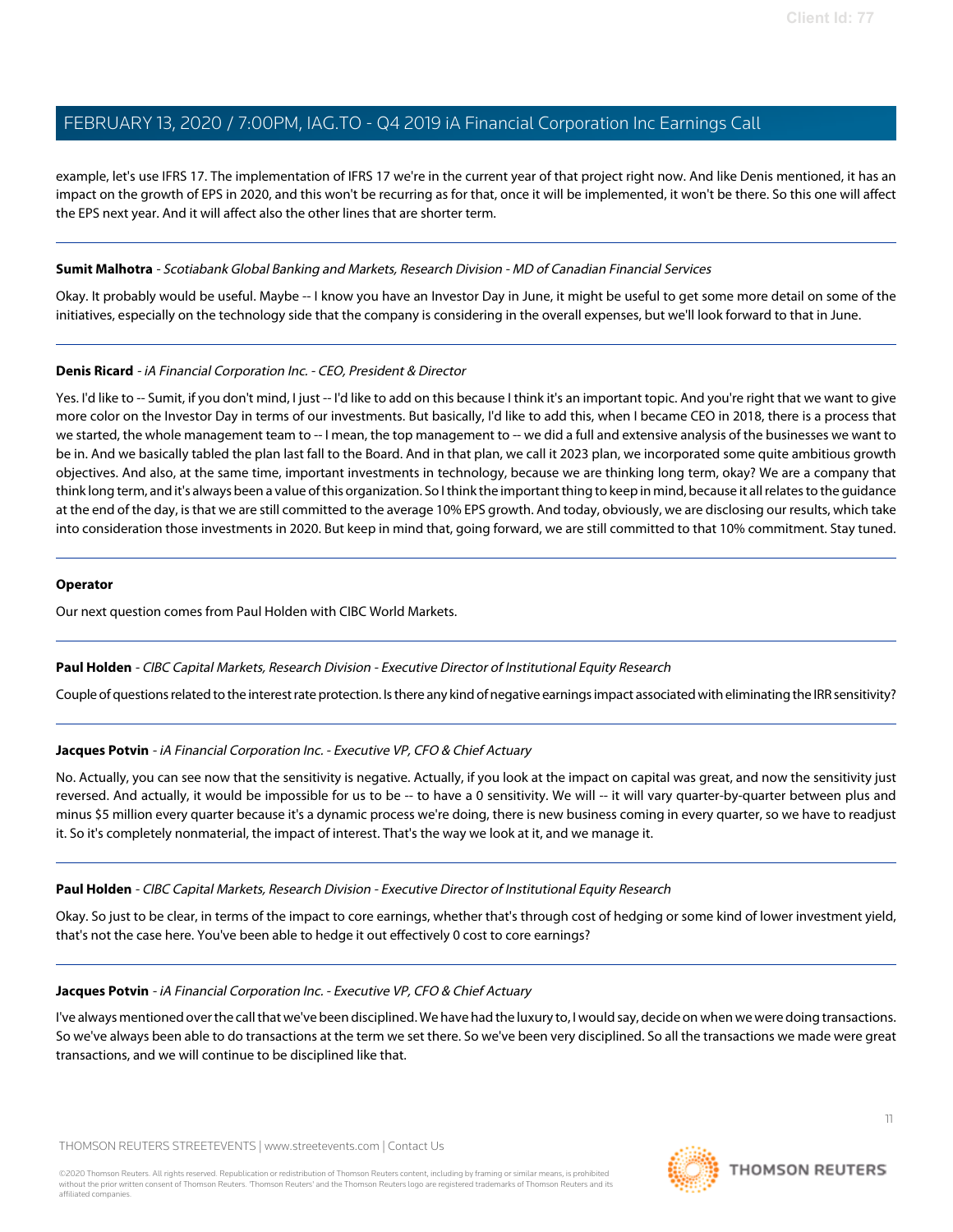example, let's use IFRS 17. The implementation of IFRS 17 we're in the current year of that project right now. And like Denis mentioned, it has an impact on the growth of EPS in 2020, and this won't be recurring as for that, once it will be implemented, it won't be there. So this one will affect the EPS next year. And it will affect also the other lines that are shorter term.

---

**Sumit Malhotra** - *Scotiabank Global Banking and Markets, Research Division - MD of Canadian Financial Services*

Okay. It probably would be useful. Maybe -- I know you have an Investor Day in June, it might be useful to get some more detail on some of the initiatives, especially on the technology side that the company is considering in the overall expenses, but we'll look forward to that in June.

---

**Denis Ricard** - *iA Financial Corporation Inc. - CEO, President & Director*

Yes. I'd like to -- Sumit, if you don't mind, I just -- I'd like to add on this because I think it's an important topic. And you're right that we want to give more color on the Investor Day in terms of our investments. But basically, I'd like to add this, when I became CEO in 2018, there is a process that we started, the whole management team to -- I mean, the top management to -- we did a full and extensive analysis of the businesses we want to be in. And we basically tabled the plan last fall to the Board. And in that plan, we call it 2023 plan, we incorporated some quite ambitious growth objectives. And also, at the same time, important investments in technology, because we are thinking long term, okay? We are a company that think long term, and it's always been a value of this organization. So I think the important thing to keep in mind, because it all relates to the guidance at the end of the day, is that we are still committed to the average 10% EPS growth. And today, obviously, we are disclosing our results, which take into consideration those investments in 2020. But keep in mind that, going forward, we are still committed to that 10% commitment. Stay tuned.

---

**Operator**

Our next question comes from Paul Holden with CIBC World Markets.

---

**Paul Holden** - *CIBC Capital Markets, Research Division - Executive Director of Institutional Equity Research*

Couple of questions related to the interest rate protection. Is there any kind of negative earnings impact associated with eliminating the IRR sensitivity?

---

**Jacques Potvin** - *iA Financial Corporation Inc. - Executive VP, CFO & Chief Actuary*

No. Actually, you can see now that the sensitivity is negative. Actually, if you look at the impact on capital was great, and now the sensitivity just reversed. And actually, it would be impossible for us to be -- to have a 0 sensitivity. We will -- it will vary quarter-by-quarter between plus and minus $5 million every quarter because it's a dynamic process we're doing, there is new business coming in every quarter, so we have to readjust it. So it's completely nonmaterial, the impact of interest. That's the way we look at it, and we manage it.

---

**Paul Holden** - *CIBC Capital Markets, Research Division - Executive Director of Institutional Equity Research*

Okay. So just to be clear, in terms of the impact to core earnings, whether that's through cost of hedging or some kind of lower investment yield, that's not the case here. You've been able to hedge it out effectively 0 cost to core earnings?

---

**Jacques Potvin** - *iA Financial Corporation Inc. - Executive VP, CFO & Chief Actuary*

I've always mentioned over the call that we've been disciplined. We have had the luxury to, I would say, decide on when we were doing transactions. So we've always been able to do transactions at the term we set there. So we've been very disciplined. So all the transactions we made were great transactions, and we will continue to be disciplined like that.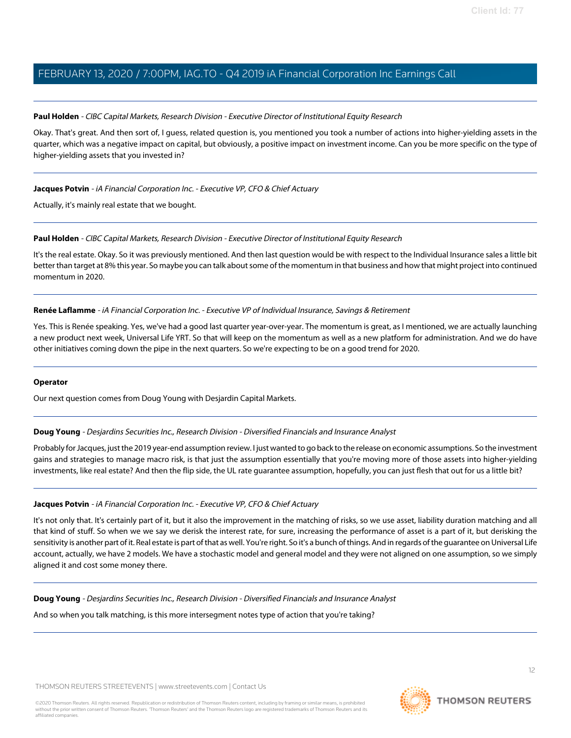**Paul Holden** - *CIBC Capital Markets, Research Division - Executive Director of Institutional Equity Research*

Okay. That's great. And then sort of, I guess, related question is, you mentioned you took a number of actions into higher-yielding assets in the quarter, which was a negative impact on capital, but obviously, a positive impact on investment income. Can you be more specific on the type of higher-yielding assets that you invested in?

---

**Jacques Potvin** - *iA Financial Corporation Inc. - Executive VP, CFO & Chief Actuary*

Actually, it's mainly real estate that we bought.

---

**Paul Holden** - *CIBC Capital Markets, Research Division - Executive Director of Institutional Equity Research*

It's the real estate. Okay. So it was previously mentioned. And then last question would be with respect to the Individual Insurance sales a little bit better than target at 8% this year. So maybe you can talk about some of the momentum in that business and how that might project into continued momentum in 2020.

---

**Renée Laflamme** - *iA Financial Corporation Inc. - Executive VP of Individual Insurance, Savings & Retirement*

Yes. This is Renée speaking. Yes, we've had a good last quarter year-over-year. The momentum is great, as I mentioned, we are actually launching a new product next week, Universal Life YRT. So that will keep on the momentum as well as a new platform for administration. And we do have other initiatives coming down the pipe in the next quarters. So we're expecting to be on a good trend for 2020.

---

**Operator**

Our next question comes from Doug Young with Desjardin Capital Markets.

---

**Doug Young** - *Desjardins Securities Inc., Research Division - Diversified Financials and Insurance Analyst*

Probably for Jacques, just the 2019 year-end assumption review. I just wanted to go back to the release on economic assumptions. So the investment gains and strategies to manage macro risk, is that just the assumption essentially that you're moving more of those assets into higher-yielding investments, like real estate? And then the flip side, the UL rate guarantee assumption, hopefully, you can just flesh that out for us a little bit?

---

**Jacques Potvin** - *iA Financial Corporation Inc. - Executive VP, CFO & Chief Actuary*

It's not only that. It's certainly part of it, but it also the improvement in the matching of risks, so we use asset, liability duration matching and all that kind of stuff. So when we we say we derisk the interest rate, for sure, increasing the performance of asset is a part of it, but derisking the sensitivity is another part of it. Real estate is part of that as well. You're right. So it's a bunch of things. And in regards of the guarantee on Universal Life account, actually, we have 2 models. We have a stochastic model and general model and they were not aligned on one assumption, so we simply aligned it and cost some money there.

---

**Doug Young** - *Desjardins Securities Inc., Research Division - Diversified Financials and Insurance Analyst*

And so when you talk matching, is this more intersegment notes type of action that you're taking?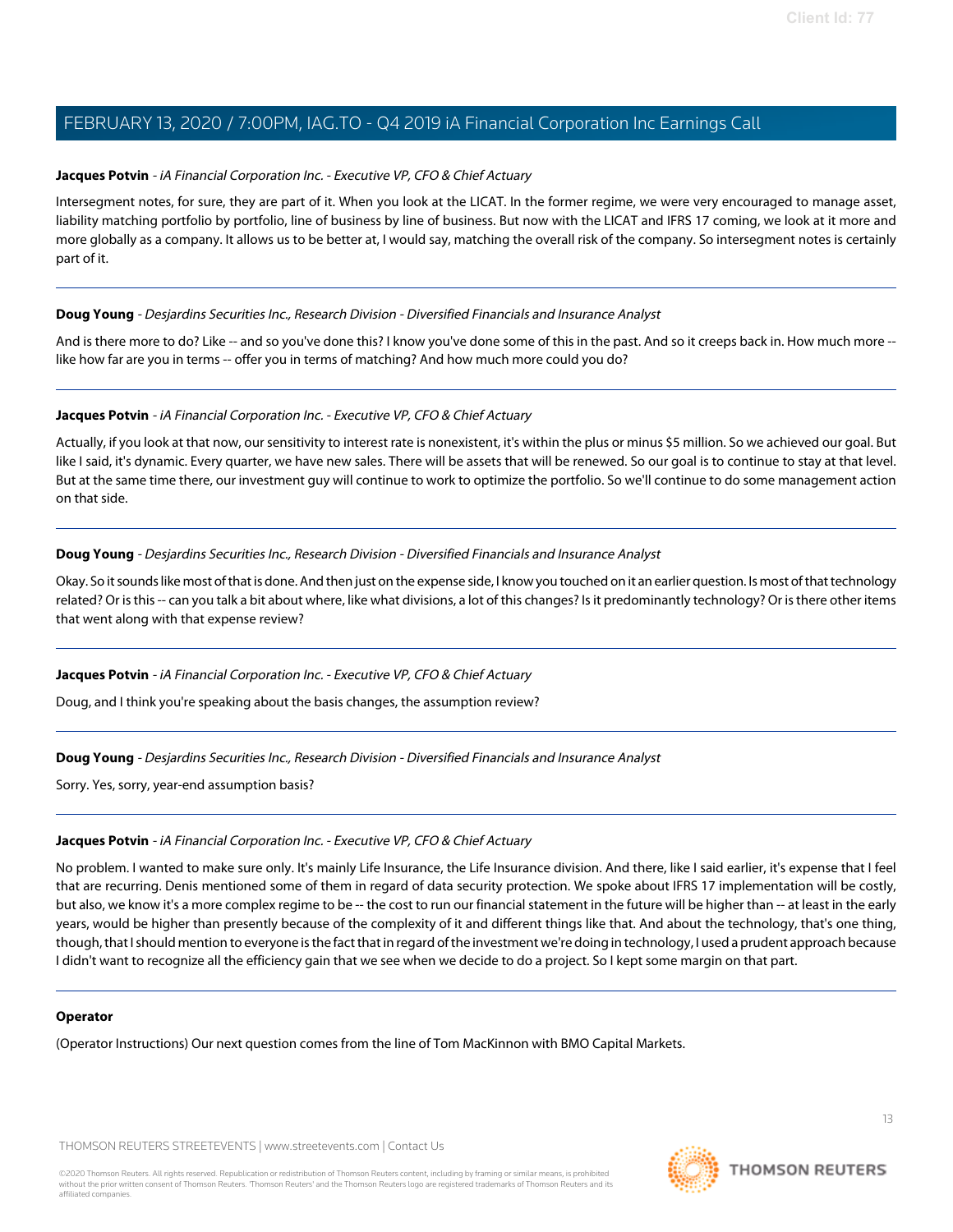**Jacques Potvin** - *iA Financial Corporation Inc. - Executive VP, CFO & Chief Actuary*

Intersegment notes, for sure, they are part of it. When you look at the LICAT. In the former regime, we were very encouraged to manage asset, liability matching portfolio by portfolio, line of business by line of business. But now with the LICAT and IFRS 17 coming, we look at it more and more globally as a company. It allows us to be better at, I would say, matching the overall risk of the company. So intersegment notes is certainly part of it.

---

**Doug Young** - *Desjardins Securities Inc., Research Division - Diversified Financials and Insurance Analyst*

And is there more to do? Like -- and so you've done this? I know you've done some of this in the past. And so it creeps back in. How much more -- like how far are you in terms -- offer you in terms of matching? And how much more could you do?

---

**Jacques Potvin** - *iA Financial Corporation Inc. - Executive VP, CFO & Chief Actuary*

Actually, if you look at that now, our sensitivity to interest rate is nonexistent, it's within the plus or minus $5 million. So we achieved our goal. But like I said, it's dynamic. Every quarter, we have new sales. There will be assets that will be renewed. So our goal is to continue to stay at that level. But at the same time there, our investment guy will continue to work to optimize the portfolio. So we'll continue to do some management action on that side.

---

**Doug Young** - *Desjardins Securities Inc., Research Division - Diversified Financials and Insurance Analyst*

Okay. So it sounds like most of that is done. And then just on the expense side, I know you touched on it an earlier question. Is most of that technology related? Or is this -- can you talk a bit about where, like what divisions, a lot of this changes? Is it predominantly technology? Or is there other items that went along with that expense review?

---

**Jacques Potvin** - *iA Financial Corporation Inc. - Executive VP, CFO & Chief Actuary*

Doug, and I think you're speaking about the basis changes, the assumption review?

---

**Doug Young** - *Desjardins Securities Inc., Research Division - Diversified Financials and Insurance Analyst*

Sorry. Yes, sorry, year-end assumption basis?

---

**Jacques Potvin** - *iA Financial Corporation Inc. - Executive VP, CFO & Chief Actuary*

No problem. I wanted to make sure only. It's mainly Life Insurance, the Life Insurance division. And there, like I said earlier, it's expense that I feel that are recurring. Denis mentioned some of them in regard of data security protection. We spoke about IFRS 17 implementation will be costly, but also, we know it's a more complex regime to be -- the cost to run our financial statement in the future will be higher than -- at least in the early years, would be higher than presently because of the complexity of it and different things like that. And about the technology, that's one thing, though, that I should mention to everyone is the fact that in regard of the investment we're doing in technology, I used a prudent approach because I didn't want to recognize all the efficiency gain that we see when we decide to do a project. So I kept some margin on that part.

---

**Operator**

(Operator Instructions) Our next question comes from the line of Tom MacKinnon with BMO Capital Markets.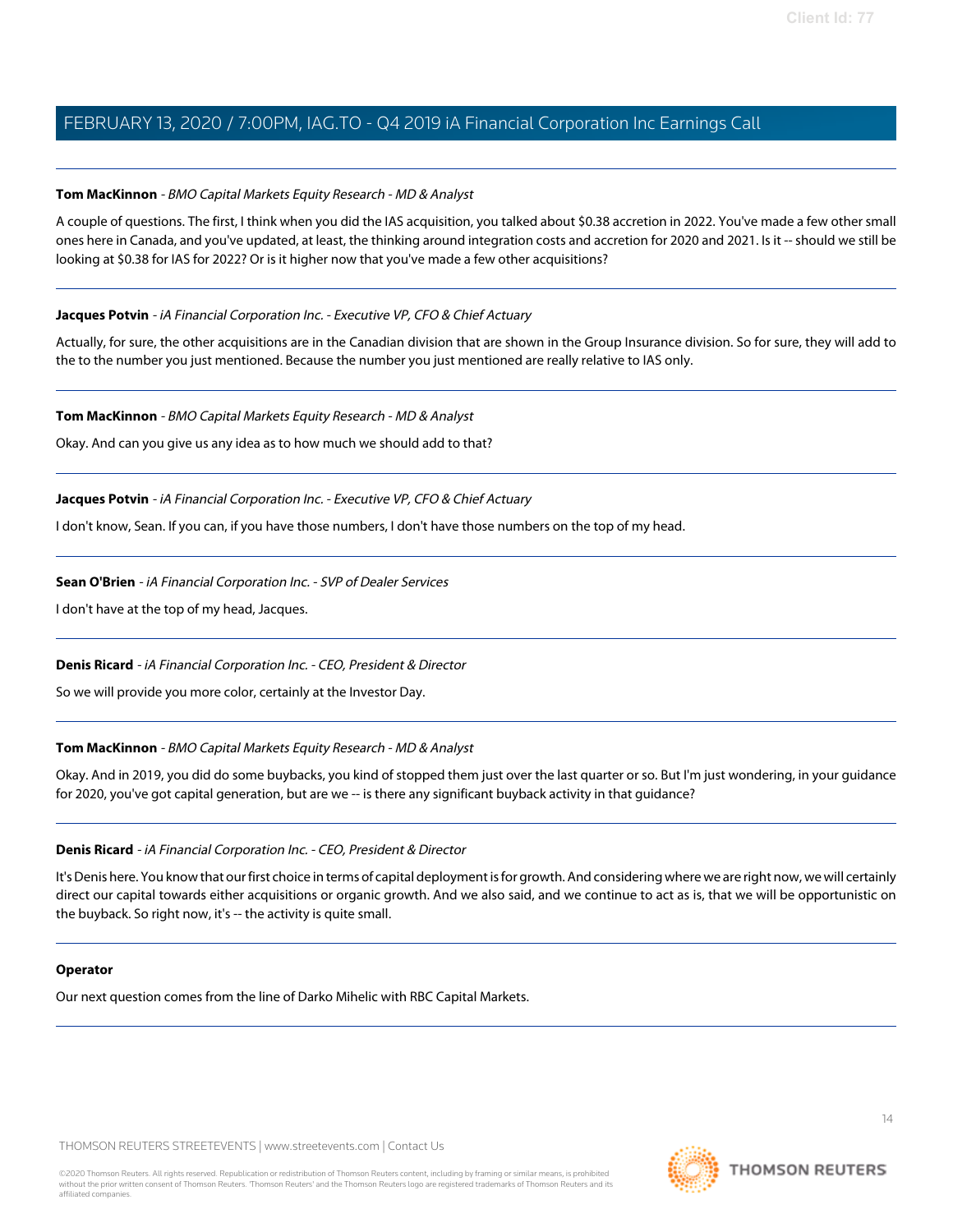**Tom MacKinnon** - *BMO Capital Markets Equity Research - MD & Analyst*

A couple of questions. The first, I think when you did the IAS acquisition, you talked about $0.38 accretion in 2022. You've made a few other small ones here in Canada, and you've updated, at least, the thinking around integration costs and accretion for 2020 and 2021. Is it -- should we still be looking at $0.38 for IAS for 2022? Or is it higher now that you've made a few other acquisitions?

---

**Jacques Potvin** - *iA Financial Corporation Inc. - Executive VP, CFO & Chief Actuary*

Actually, for sure, the other acquisitions are in the Canadian division that are shown in the Group Insurance division. So for sure, they will add to the to the number you just mentioned. Because the number you just mentioned are really relative to IAS only.

---

**Tom MacKinnon** - *BMO Capital Markets Equity Research - MD & Analyst*

Okay. And can you give us any idea as to how much we should add to that?

---

**Jacques Potvin** - *iA Financial Corporation Inc. - Executive VP, CFO & Chief Actuary*

I don't know, Sean. If you can, if you have those numbers, I don't have those numbers on the top of my head.

---

**Sean O'Brien** - *iA Financial Corporation Inc. - SVP of Dealer Services*

I don't have at the top of my head, Jacques.

---

**Denis Ricard** - *iA Financial Corporation Inc. - CEO, President & Director*

So we will provide you more color, certainly at the Investor Day.

---

**Tom MacKinnon** - *BMO Capital Markets Equity Research - MD & Analyst*

Okay. And in 2019, you did do some buybacks, you kind of stopped them just over the last quarter or so. But I'm just wondering, in your guidance for 2020, you've got capital generation, but are we -- is there any significant buyback activity in that guidance?

---

**Denis Ricard** - *iA Financial Corporation Inc. - CEO, President & Director*

It's Denis here. You know that our first choice in terms of capital deployment is for growth. And considering where we are right now, we will certainly direct our capital towards either acquisitions or organic growth. And we also said, and we continue to act as is, that we will be opportunistic on the buyback. So right now, it's -- the activity is quite small.

---

**Operator**

Our next question comes from the line of Darko Mihelic with RBC Capital Markets.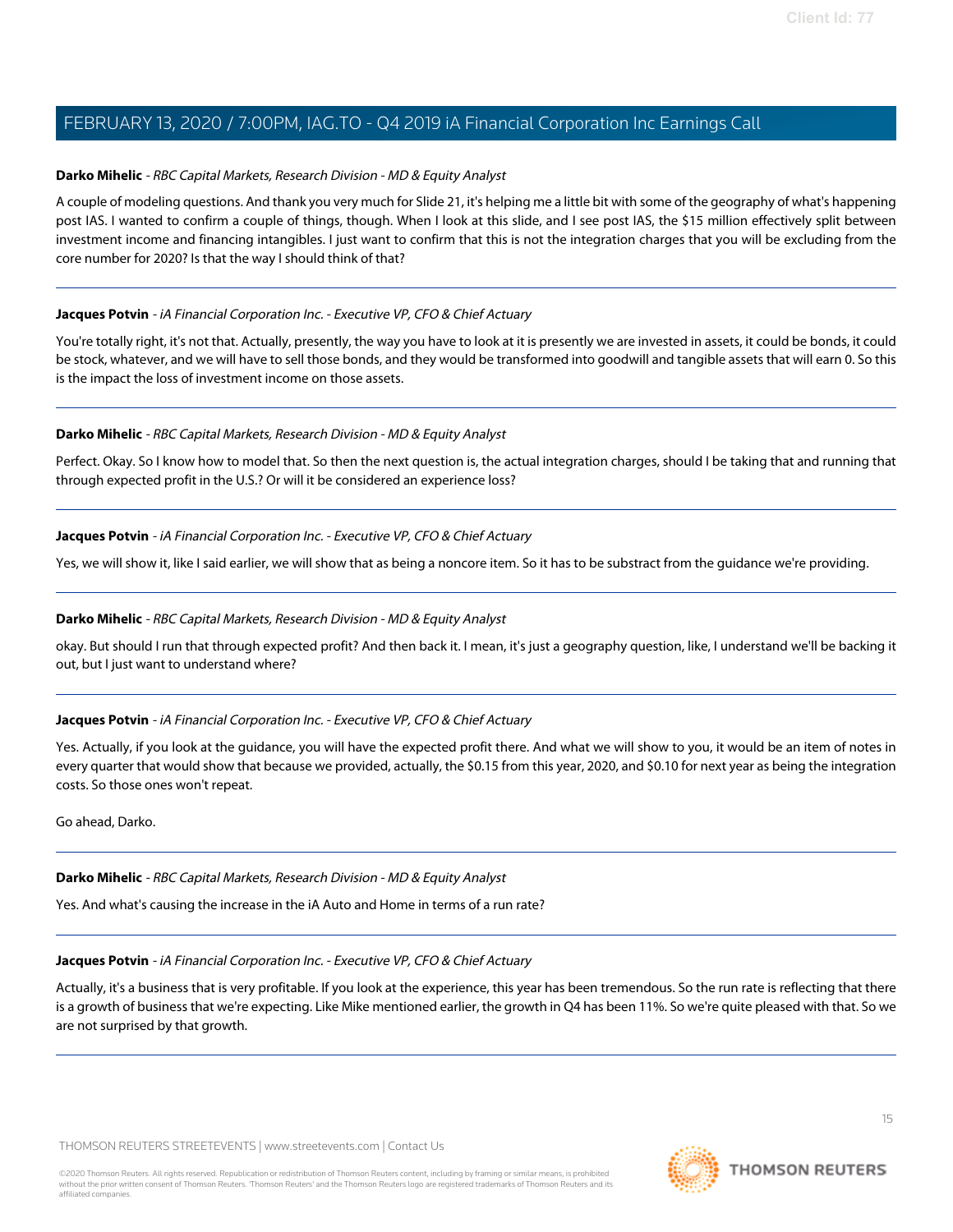**Darko Mihelic** - *RBC Capital Markets, Research Division - MD & Equity Analyst*

A couple of modeling questions. And thank you very much for Slide 21, it's helping me a little bit with some of the geography of what's happening post IAS. I wanted to confirm a couple of things, though. When I look at this slide, and I see post IAS, the $15 million effectively split between investment income and financing intangibles. I just want to confirm that this is not the integration charges that you will be excluding from the core number for 2020? Is that the way I should think of that?

---

**Jacques Potvin** - *iA Financial Corporation Inc. - Executive VP, CFO & Chief Actuary*

You're totally right, it's not that. Actually, presently, the way you have to look at it is presently we are invested in assets, it could be bonds, it could be stock, whatever, and we will have to sell those bonds, and they would be transformed into goodwill and tangible assets that will earn 0. So this is the impact the loss of investment income on those assets.

---

**Darko Mihelic** - *RBC Capital Markets, Research Division - MD & Equity Analyst*

Perfect. Okay. So I know how to model that. So then the next question is, the actual integration charges, should I be taking that and running that through expected profit in the U.S.? Or will it be considered an experience loss?

---

**Jacques Potvin** - *iA Financial Corporation Inc. - Executive VP, CFO & Chief Actuary*

Yes, we will show it, like I said earlier, we will show that as being a noncore item. So it has to be substract from the guidance we're providing.

---

**Darko Mihelic** - *RBC Capital Markets, Research Division - MD & Equity Analyst*

okay. But should I run that through expected profit? And then back it. I mean, it's just a geography question, like, I understand we'll be backing it out, but I just want to understand where?

---

**Jacques Potvin** - *iA Financial Corporation Inc. - Executive VP, CFO & Chief Actuary*

Yes. Actually, if you look at the guidance, you will have the expected profit there. And what we will show to you, it would be an item of notes in every quarter that would show that because we provided, actually, the $0.15 from this year, 2020, and $0.10 for next year as being the integration costs. So those ones won't repeat.

Go ahead, Darko.

---

**Darko Mihelic** - *RBC Capital Markets, Research Division - MD & Equity Analyst*

Yes. And what's causing the increase in the iA Auto and Home in terms of a run rate?

---

**Jacques Potvin** - *iA Financial Corporation Inc. - Executive VP, CFO & Chief Actuary*

Actually, it's a business that is very profitable. If you look at the experience, this year has been tremendous. So the run rate is reflecting that there is a growth of business that we're expecting. Like Mike mentioned earlier, the growth in Q4 has been 11%. So we're quite pleased with that. So we are not surprised by that growth.

---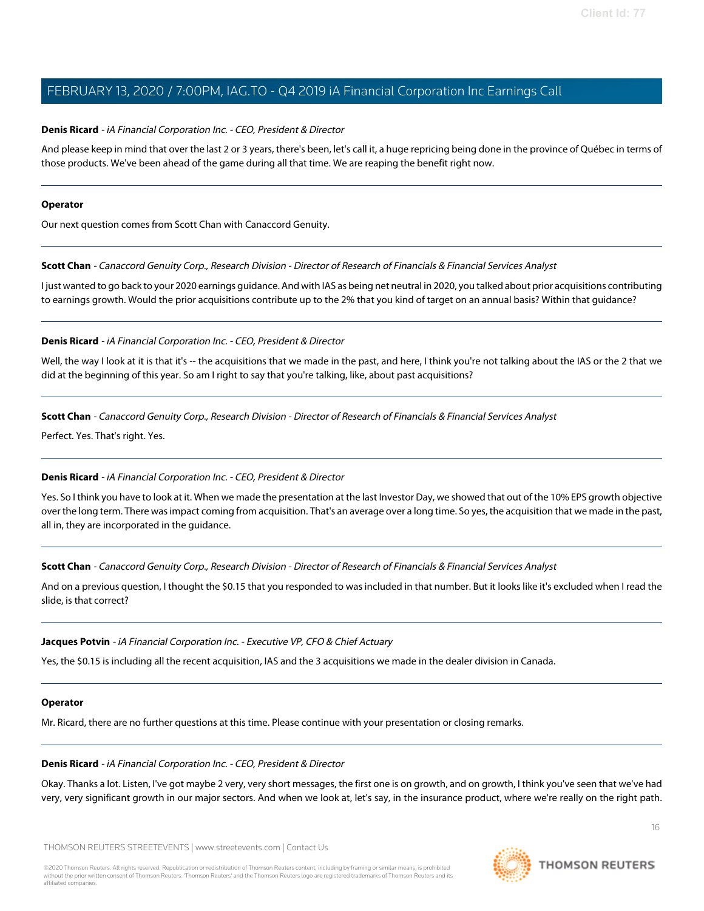**Denis Ricard** - *iA Financial Corporation Inc. - CEO, President & Director*

And please keep in mind that over the last 2 or 3 years, there's been, let's call it, a huge repricing being done in the province of Québec in terms of those products. We've been ahead of the game during all that time. We are reaping the benefit right now.

---

**Operator**

Our next question comes from Scott Chan with Canaccord Genuity.

---

**Scott Chan** - *Canaccord Genuity Corp., Research Division - Director of Research of Financials & Financial Services Analyst*

I just wanted to go back to your 2020 earnings guidance. And with IAS as being net neutral in 2020, you talked about prior acquisitions contributing to earnings growth. Would the prior acquisitions contribute up to the 2% that you kind of target on an annual basis? Within that guidance?

---

**Denis Ricard** - *iA Financial Corporation Inc. - CEO, President & Director*

Well, the way I look at it is that it's -- the acquisitions that we made in the past, and here, I think you're not talking about the IAS or the 2 that we did at the beginning of this year. So am I right to say that you're talking, like, about past acquisitions?

---

**Scott Chan** - *Canaccord Genuity Corp., Research Division - Director of Research of Financials & Financial Services Analyst*

Perfect. Yes. That's right. Yes.

---

**Denis Ricard** - *iA Financial Corporation Inc. - CEO, President & Director*

Yes. So I think you have to look at it. When we made the presentation at the last Investor Day, we showed that out of the 10% EPS growth objective over the long term. There was impact coming from acquisition. That's an average over a long time. So yes, the acquisition that we made in the past, all in, they are incorporated in the guidance.

---

**Scott Chan** - *Canaccord Genuity Corp., Research Division - Director of Research of Financials & Financial Services Analyst*

And on a previous question, I thought the $0.15 that you responded to was included in that number. But it looks like it's excluded when I read the slide, is that correct?

---

**Jacques Potvin** - *iA Financial Corporation Inc. - Executive VP, CFO & Chief Actuary*

Yes, the $0.15 is including all the recent acquisition, IAS and the 3 acquisitions we made in the dealer division in Canada.

---

**Operator**

Mr. Ricard, there are no further questions at this time. Please continue with your presentation or closing remarks.

---

**Denis Ricard** - *iA Financial Corporation Inc. - CEO, President & Director*

Okay. Thanks a lot. Listen, I've got maybe 2 very, very short messages, the first one is on growth, and on growth, I think you've seen that we've had very, very significant growth in our major sectors. And when we look at, let's say, in the insurance product, where we're really on the right path.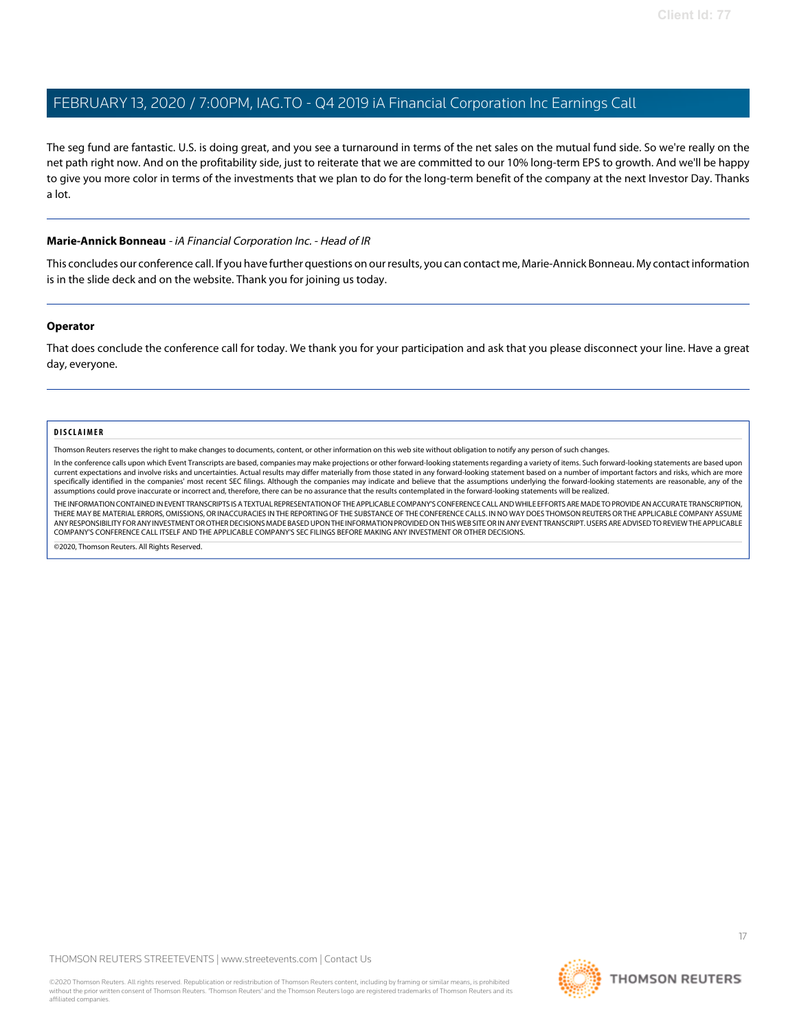The seg fund are fantastic. U.S. is doing great, and you see a turnaround in terms of the net sales on the mutual fund side. So we're really on the net path right now. And on the profitability side, just to reiterate that we are committed to our 10% long-term EPS to growth. And we'll be happy to give you more color in terms of the investments that we plan to do for the long-term benefit of the company at the next Investor Day. Thanks a lot.

---

**Marie-Annick Bonneau** - *iA Financial Corporation Inc. - Head of IR*

This concludes our conference call. If you have further questions on our results, you can contact me, Marie-Annick Bonneau. My contact information is in the slide deck and on the website. Thank you for joining us today.

---

**Operator**

That does conclude the conference call for today. We thank you for your participation and ask that you please disconnect your line. Have a great day, everyone.

---

**DISCLAIMER**

Thomson Reuters reserves the right to make changes to documents, content, or other information on this web site without obligation to notify any person of such changes.

In the conference calls upon which Event Transcripts are based, companies may make projections or other forward-looking statements regarding a variety of items. Such forward-looking statements are based upon current expectations and involve risks and uncertainties. Actual results may differ materially from those stated in any forward-looking statement based on a number of important factors and risks, which are more specifically identified in the companies' most recent SEC filings. Although the companies may indicate and believe that the assumptions underlying the forward-looking statements are reasonable, any of the assumptions could prove inaccurate or incorrect and, therefore, there can be no assurance that the results contemplated in the forward-looking statements will be realized.

THE INFORMATION CONTAINED IN EVENT TRANSCRIPTS IS A TEXTUAL REPRESENTATION OF THE APPLICABLE COMPANY'S CONFERENCE CALL AND WHILE EFFORTS ARE MADE TO PROVIDE AN ACCURATE TRANSCRIPTION, THERE MAY BE MATERIAL ERRORS, OMISSIONS, OR INACCURACIES IN THE REPORTING OF THE SUBSTANCE OF THE CONFERENCE CALLS. IN NO WAY DOES THOMSON REUTERS OR THE APPLICABLE COMPANY ASSUME ANY RESPONSIBILITY FOR ANY INVESTMENT OR OTHER DECISIONS MADE BASED UPON THE INFORMATION PROVIDED ON THIS WEB SITE OR IN ANY EVENT TRANSCRIPT. USERS ARE ADVISED TO REVIEW THE APPLICABLE COMPANY'S CONFERENCE CALL ITSELF AND THE APPLICABLE COMPANY'S SEC FILINGS BEFORE MAKING ANY INVESTMENT OR OTHER DECISIONS.

©2020, Thomson Reuters. All Rights Reserved.